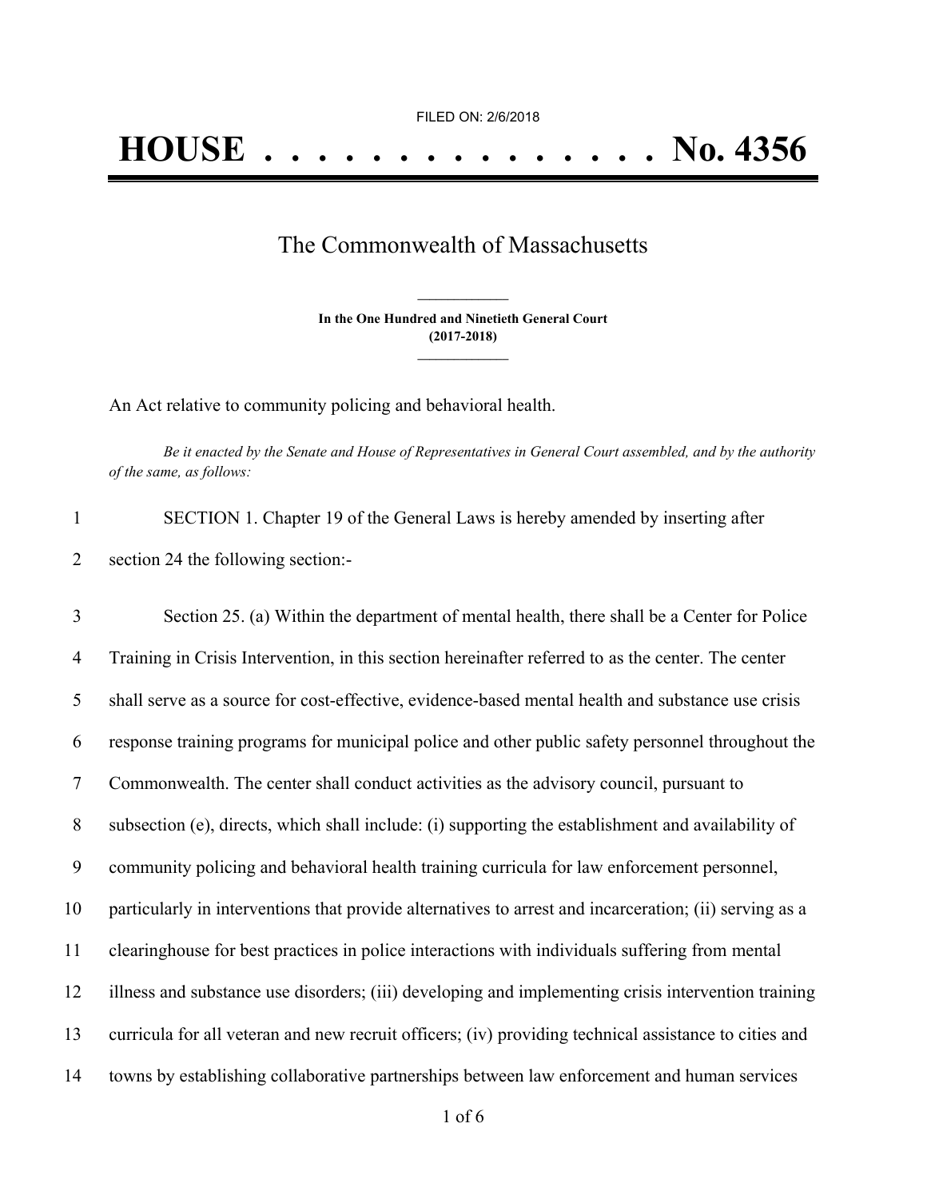FILED ON: 2/6/2018

# HOUSE . . . . . . . . . . . . . . . No. 4356

## The Commonwealth of Massachusetts

**In the One Hundred and Ninetieth General Court**
**(2017-2018)**

An Act relative to community policing and behavioral health.

*Be it enacted by the Senate and House of Representatives in General Court assembled, and by the authority of the same, as follows:*

1 SECTION 1. Chapter 19 of the General Laws is hereby amended by inserting after
2 section 24 the following section:-

3 Section 25. (a) Within the department of mental health, there shall be a Center for Police
4 Training in Crisis Intervention, in this section hereinafter referred to as the center. The center
5 shall serve as a source for cost-effective, evidence-based mental health and substance use crisis
6 response training programs for municipal police and other public safety personnel throughout the
7 Commonwealth. The center shall conduct activities as the advisory council, pursuant to
8 subsection (e), directs, which shall include: (i) supporting the establishment and availability of
9 community policing and behavioral health training curricula for law enforcement personnel,
10 particularly in interventions that provide alternatives to arrest and incarceration; (ii) serving as a
11 clearinghouse for best practices in police interactions with individuals suffering from mental
12 illness and substance use disorders; (iii) developing and implementing crisis intervention training
13 curricula for all veteran and new recruit officers; (iv) providing technical assistance to cities and
14 towns by establishing collaborative partnerships between law enforcement and human services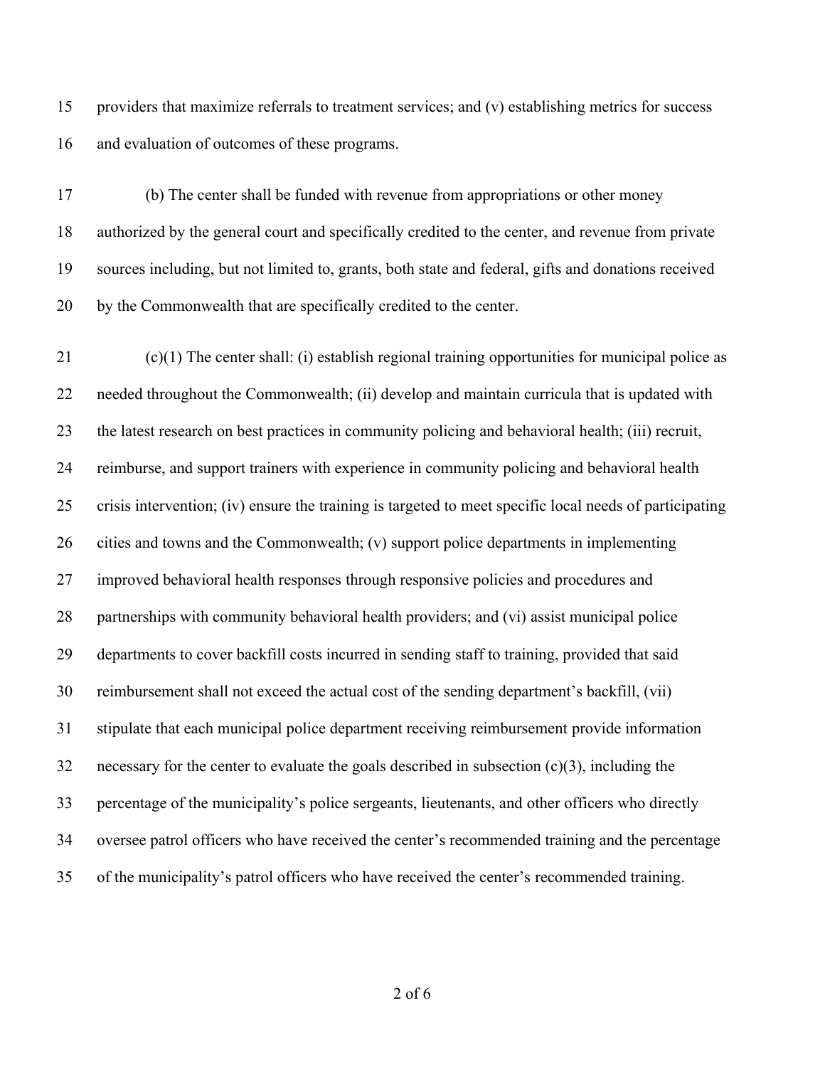providers that maximize referrals to treatment services; and (v) establishing metrics for success and evaluation of outcomes of these programs.

(b) The center shall be funded with revenue from appropriations or other money authorized by the general court and specifically credited to the center, and revenue from private sources including, but not limited to, grants, both state and federal, gifts and donations received by the Commonwealth that are specifically credited to the center.

(c)(1) The center shall: (i) establish regional training opportunities for municipal police as needed throughout the Commonwealth; (ii) develop and maintain curricula that is updated with the latest research on best practices in community policing and behavioral health; (iii) recruit, reimburse, and support trainers with experience in community policing and behavioral health crisis intervention; (iv) ensure the training is targeted to meet specific local needs of participating cities and towns and the Commonwealth; (v) support police departments in implementing improved behavioral health responses through responsive policies and procedures and partnerships with community behavioral health providers; and (vi) assist municipal police departments to cover backfill costs incurred in sending staff to training, provided that said reimbursement shall not exceed the actual cost of the sending department's backfill, (vii) stipulate that each municipal police department receiving reimbursement provide information necessary for the center to evaluate the goals described in subsection (c)(3), including the percentage of the municipality's police sergeants, lieutenants, and other officers who directly oversee patrol officers who have received the center's recommended training and the percentage of the municipality's patrol officers who have received the center's recommended training.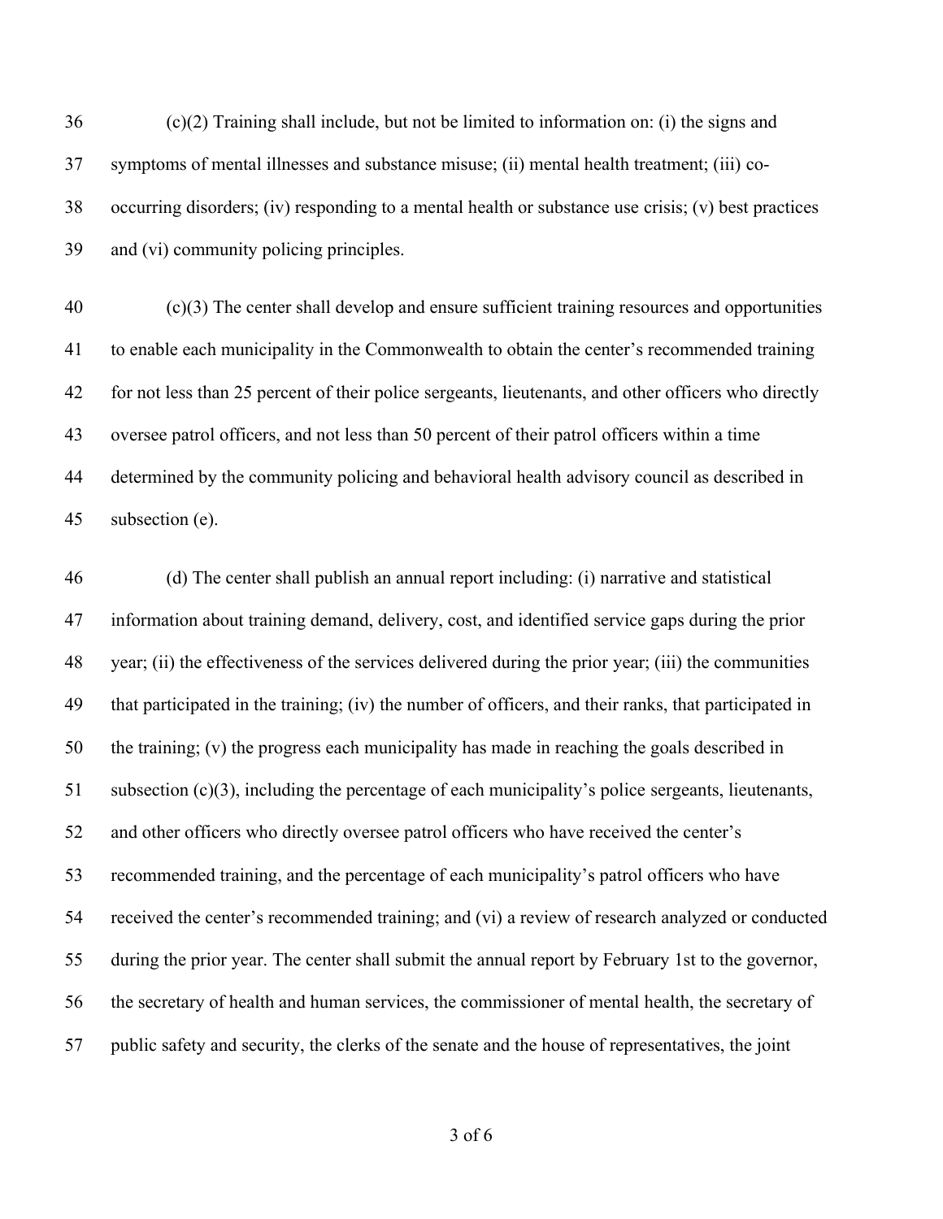(c)(2) Training shall include, but not be limited to information on: (i) the signs and symptoms of mental illnesses and substance misuse; (ii) mental health treatment; (iii) co-occurring disorders; (iv) responding to a mental health or substance use crisis; (v) best practices and (vi) community policing principles.

(c)(3) The center shall develop and ensure sufficient training resources and opportunities to enable each municipality in the Commonwealth to obtain the center's recommended training for not less than 25 percent of their police sergeants, lieutenants, and other officers who directly oversee patrol officers, and not less than 50 percent of their patrol officers within a time determined by the community policing and behavioral health advisory council as described in subsection (e).

(d) The center shall publish an annual report including: (i) narrative and statistical information about training demand, delivery, cost, and identified service gaps during the prior year; (ii) the effectiveness of the services delivered during the prior year; (iii) the communities that participated in the training; (iv) the number of officers, and their ranks, that participated in the training; (v) the progress each municipality has made in reaching the goals described in subsection (c)(3), including the percentage of each municipality's police sergeants, lieutenants, and other officers who directly oversee patrol officers who have received the center's recommended training, and the percentage of each municipality's patrol officers who have received the center's recommended training; and (vi) a review of research analyzed or conducted during the prior year. The center shall submit the annual report by February 1st to the governor, the secretary of health and human services, the commissioner of mental health, the secretary of public safety and security, the clerks of the senate and the house of representatives, the joint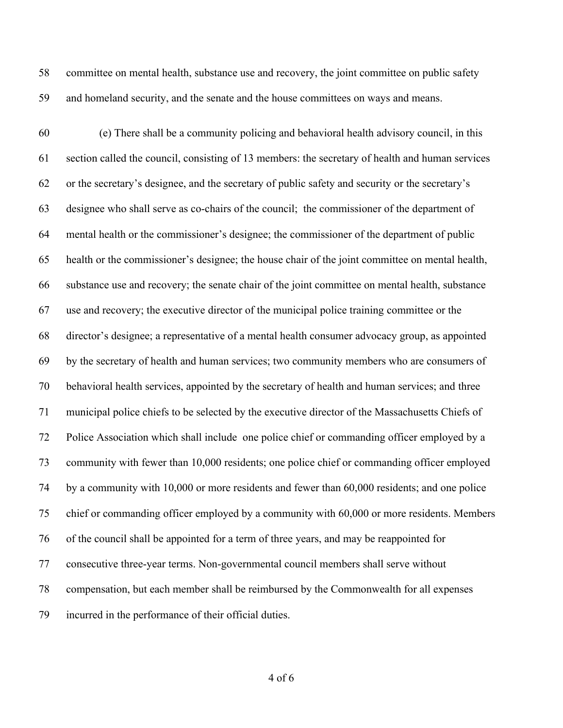committee on mental health, substance use and recovery, the joint committee on public safety and homeland security, and the senate and the house committees on ways and means.

(e) There shall be a community policing and behavioral health advisory council, in this section called the council, consisting of 13 members: the secretary of health and human services or the secretary's designee, and the secretary of public safety and security or the secretary's designee who shall serve as co-chairs of the council; the commissioner of the department of mental health or the commissioner's designee; the commissioner of the department of public health or the commissioner's designee; the house chair of the joint committee on mental health, substance use and recovery; the senate chair of the joint committee on mental health, substance use and recovery; the executive director of the municipal police training committee or the director's designee; a representative of a mental health consumer advocacy group, as appointed by the secretary of health and human services; two community members who are consumers of behavioral health services, appointed by the secretary of health and human services; and three municipal police chiefs to be selected by the executive director of the Massachusetts Chiefs of Police Association which shall include one police chief or commanding officer employed by a community with fewer than 10,000 residents; one police chief or commanding officer employed by a community with 10,000 or more residents and fewer than 60,000 residents; and one police chief or commanding officer employed by a community with 60,000 or more residents. Members of the council shall be appointed for a term of three years, and may be reappointed for consecutive three-year terms. Non-governmental council members shall serve without compensation, but each member shall be reimbursed by the Commonwealth for all expenses incurred in the performance of their official duties.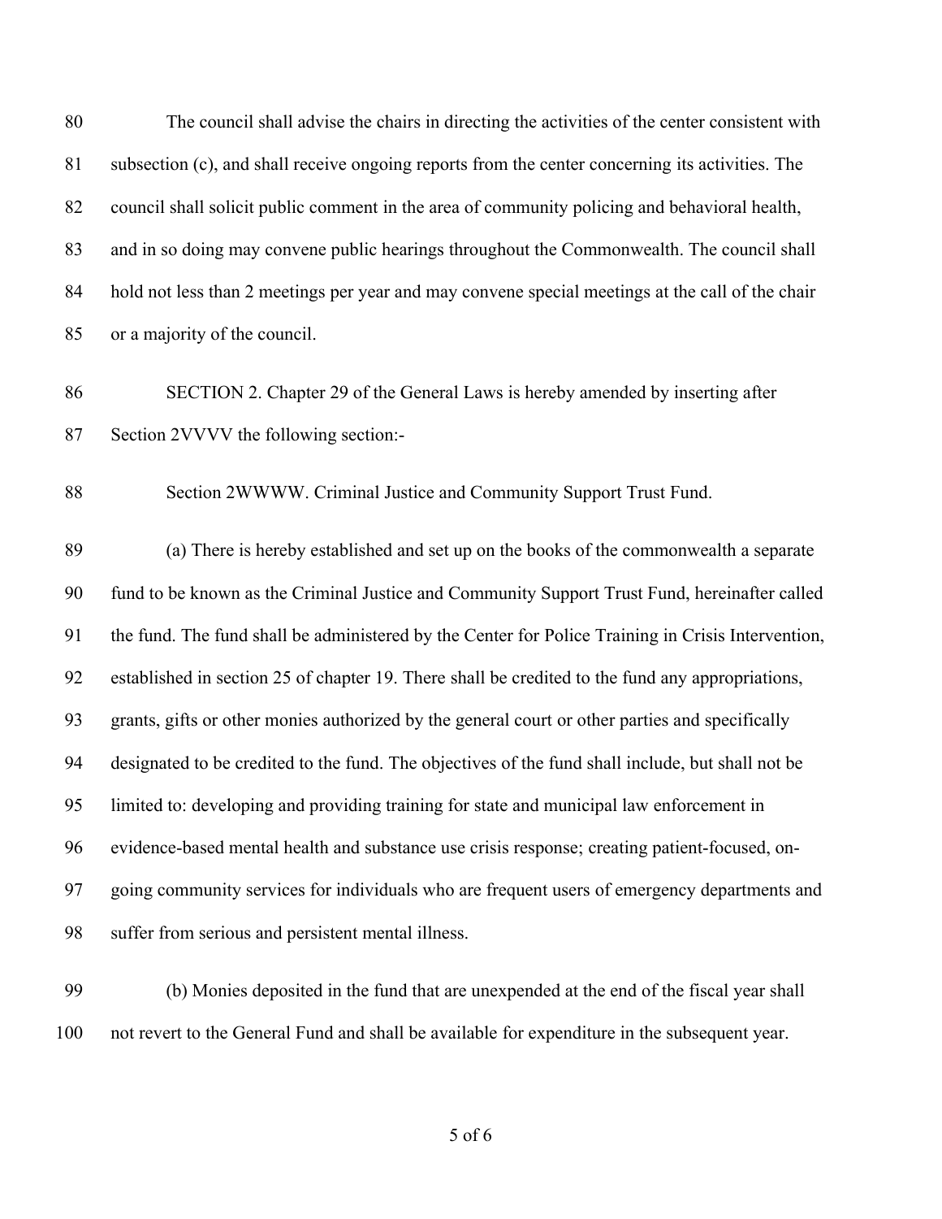The council shall advise the chairs in directing the activities of the center consistent with subsection (c), and shall receive ongoing reports from the center concerning its activities. The council shall solicit public comment in the area of community policing and behavioral health, and in so doing may convene public hearings throughout the Commonwealth. The council shall hold not less than 2 meetings per year and may convene special meetings at the call of the chair or a majority of the council.

SECTION 2. Chapter 29 of the General Laws is hereby amended by inserting after Section 2VVVV the following section:-

Section 2WWWW. Criminal Justice and Community Support Trust Fund.

(a) There is hereby established and set up on the books of the commonwealth a separate fund to be known as the Criminal Justice and Community Support Trust Fund, hereinafter called the fund. The fund shall be administered by the Center for Police Training in Crisis Intervention, established in section 25 of chapter 19. There shall be credited to the fund any appropriations, grants, gifts or other monies authorized by the general court or other parties and specifically designated to be credited to the fund. The objectives of the fund shall include, but shall not be limited to: developing and providing training for state and municipal law enforcement in evidence-based mental health and substance use crisis response; creating patient-focused, on-going community services for individuals who are frequent users of emergency departments and suffer from serious and persistent mental illness.

(b) Monies deposited in the fund that are unexpended at the end of the fiscal year shall not revert to the General Fund and shall be available for expenditure in the subsequent year.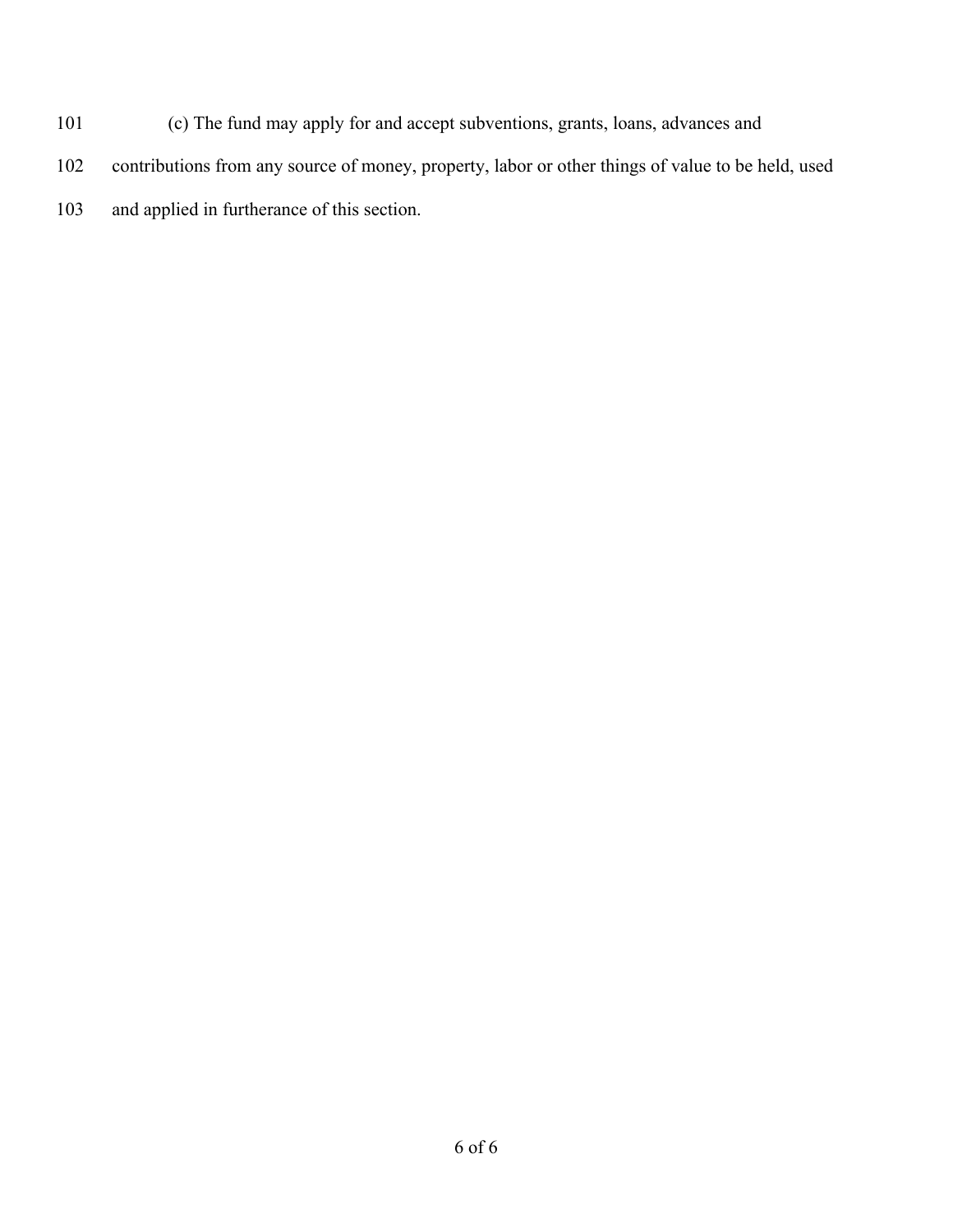(c) The fund may apply for and accept subventions, grants, loans, advances and contributions from any source of money, property, labor or other things of value to be held, used and applied in furtherance of this section.